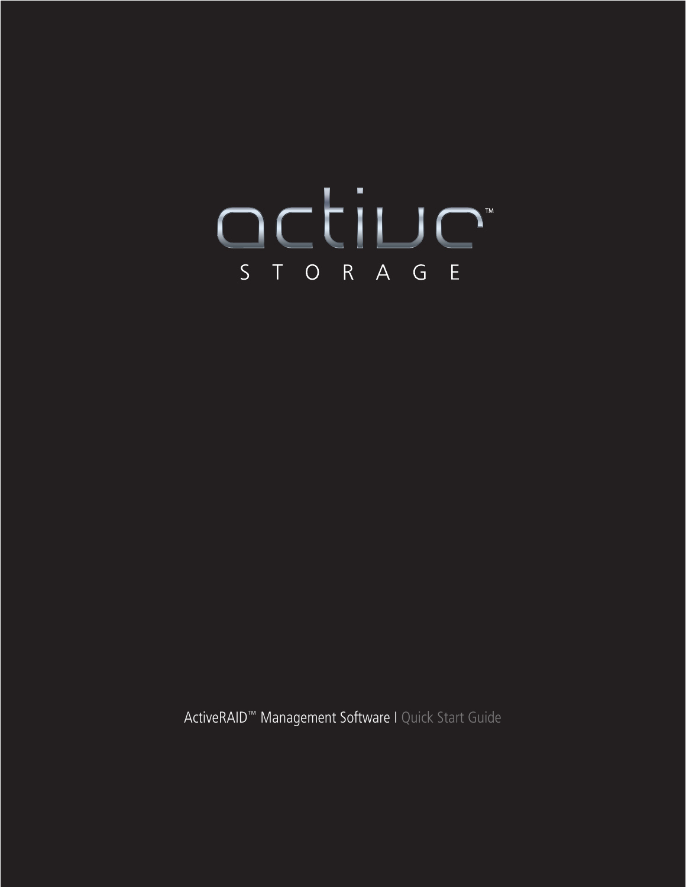# active™

STORAGE

ActiveRAID™ Management Software | Quick Start Guide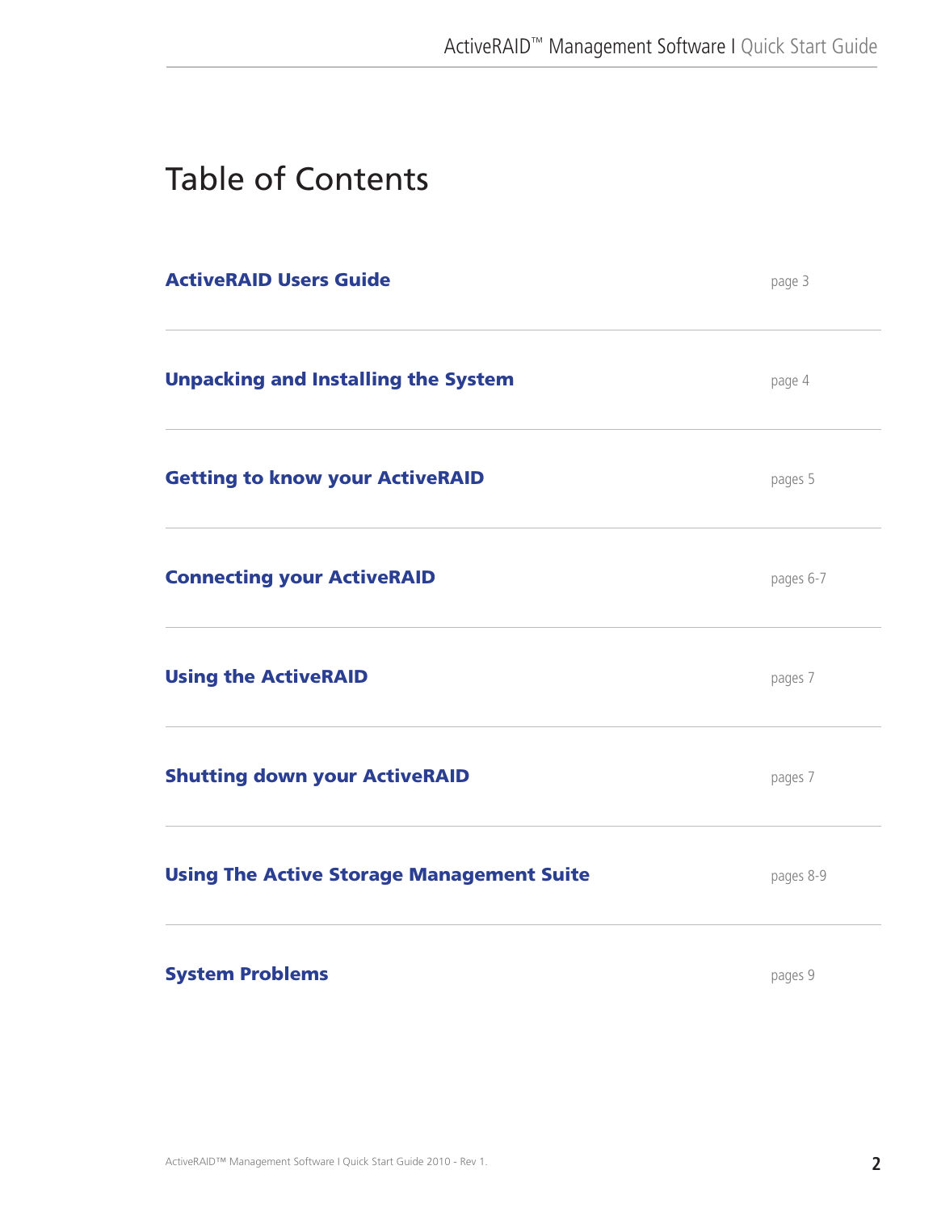# Table of Contents

| | |
|---|---|
| **ActiveRAID Users Guide** | page 3 |
| **Unpacking and Installing the System** | page 4 |
| **Getting to know your ActiveRAID** | pages 5 |
| **Connecting your ActiveRAID** | pages 6-7 |
| **Using the ActiveRAID** | pages 7 |
| **Shutting down your ActiveRAID** | pages 7 |
| **Using The Active Storage Management Suite** | pages 8-9 |
| **System Problems** | pages 9 |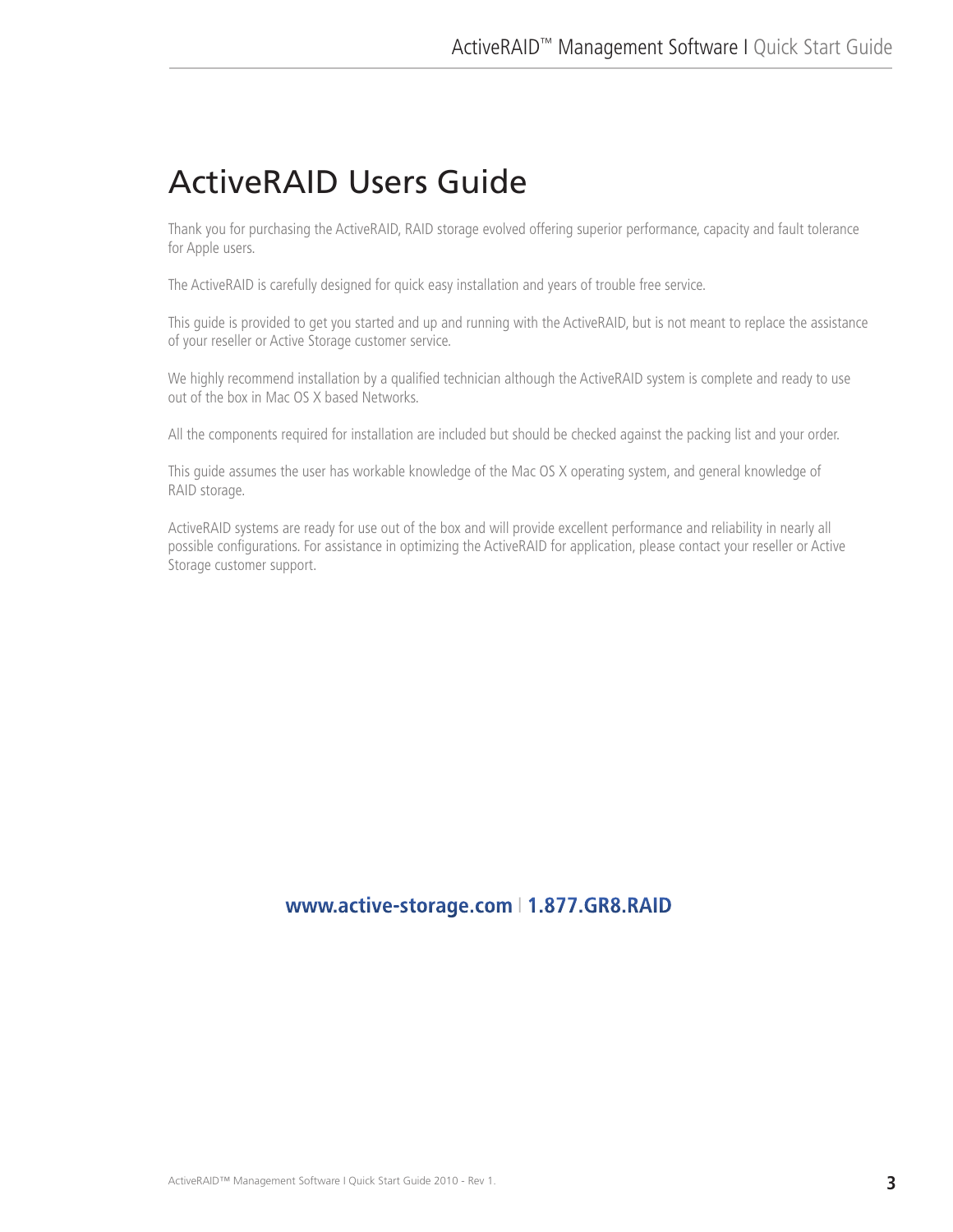# ActiveRAID Users Guide

Thank you for purchasing the ActiveRAID, RAID storage evolved offering superior performance, capacity and fault tolerance for Apple users.

The ActiveRAID is carefully designed for quick easy installation and years of trouble free service.

This guide is provided to get you started and up and running with the ActiveRAID, but is not meant to replace the assistance of your reseller or Active Storage customer service.

We highly recommend installation by a qualified technician although the ActiveRAID system is complete and ready to use out of the box in Mac OS X based Networks.

All the components required for installation are included but should be checked against the packing list and your order.

This guide assumes the user has workable knowledge of the Mac OS X operating system, and general knowledge of RAID storage.

ActiveRAID systems are ready for use out of the box and will provide excellent performance and reliability in nearly all possible configurations. For assistance in optimizing the ActiveRAID for application, please contact your reseller or Active Storage customer support.

**www.active-storage.com | 1.877.GR8.RAID**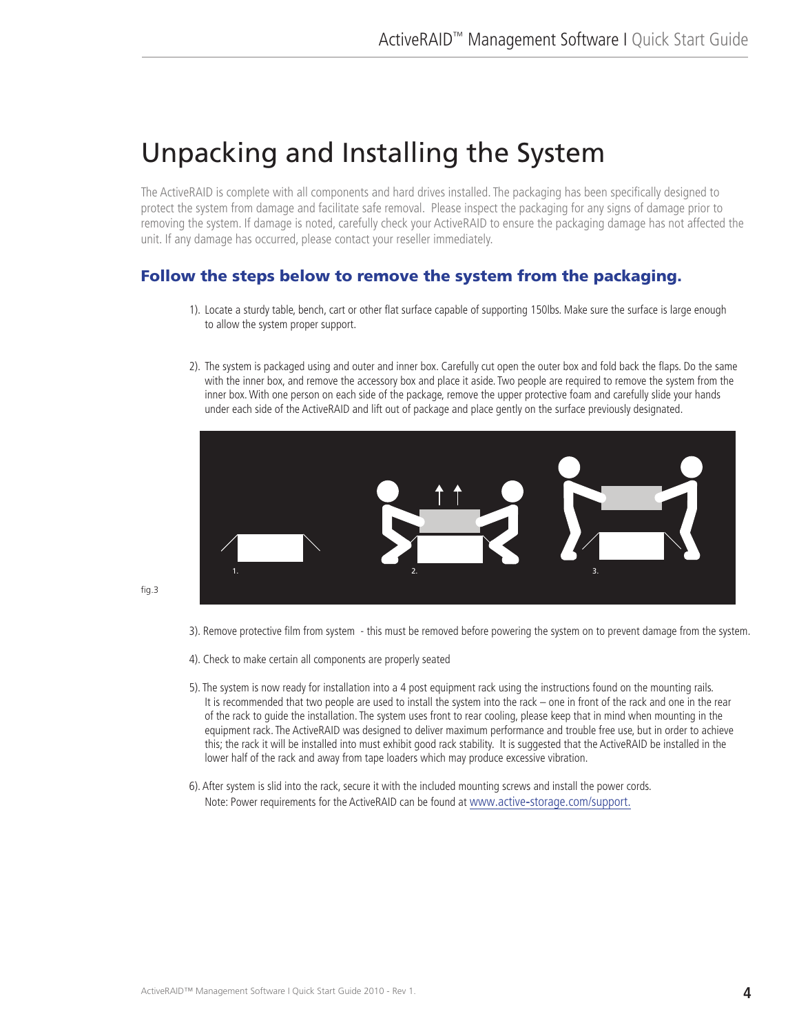# Unpacking and Installing the System

The ActiveRAID is complete with all components and hard drives installed. The packaging has been specifically designed to protect the system from damage and facilitate safe removal. Please inspect the packaging for any signs of damage prior to removing the system. If damage is noted, carefully check your ActiveRAID to ensure the packaging damage has not affected the unit. If any damage has occurred, please contact your reseller immediately.

## Follow the steps below to remove the system from the packaging.

1). Locate a sturdy table, bench, cart or other flat surface capable of supporting 150lbs. Make sure the surface is large enough to allow the system proper support.

2). The system is packaged using and outer and inner box. Carefully cut open the outer box and fold back the flaps. Do the same with the inner box, and remove the accessory box and place it aside. Two people are required to remove the system from the inner box. With one person on each side of the package, remove the upper protective foam and carefully slide your hands under each side of the ActiveRAID and lift out of package and place gently on the surface previously designated.

fig.3

3). Remove protective film from system - this must be removed before powering the system on to prevent damage from the system.

4). Check to make certain all components are properly seated

5). The system is now ready for installation into a 4 post equipment rack using the instructions found on the mounting rails. It is recommended that two people are used to install the system into the rack – one in front of the rack and one in the rear of the rack to guide the installation. The system uses front to rear cooling, please keep that in mind when mounting in the equipment rack. The ActiveRAID was designed to deliver maximum performance and trouble free use, but in order to achieve this; the rack it will be installed into must exhibit good rack stability. It is suggested that the ActiveRAID be installed in the lower half of the rack and away from tape loaders which may produce excessive vibration.

6). After system is slid into the rack, secure it with the included mounting screws and install the power cords.
Note: Power requirements for the ActiveRAID can be found at www.active-storage.com/support.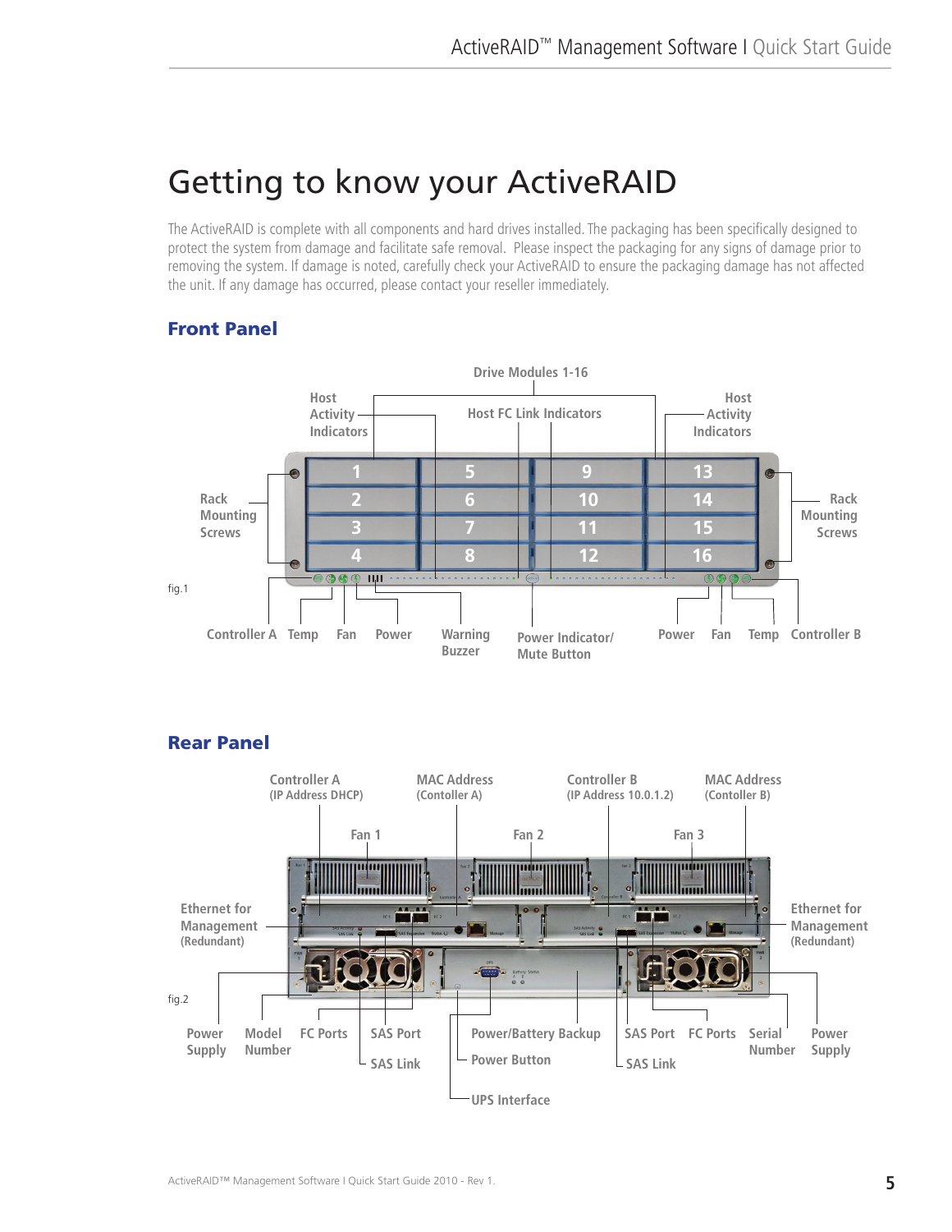# Getting to know your ActiveRAID

The ActiveRAID is complete with all components and hard drives installed. The packaging has been specifically designed to protect the system from damage and facilitate safe removal. Please inspect the packaging for any signs of damage prior to removing the system. If damage is noted, carefully check your ActiveRAID to ensure the packaging damage has not affected the unit. If any damage has occurred, please contact your reseller immediately.

## Front Panel

Drive Modules 1-16

Host Activity Indicators | Host FC Link Indicators | Host Activity Indicators

Rack Mounting Screws | Rack Mounting Screws

1 2 3 4 5 6 7 8 9 10 11 12 13 14 15 16

fig.1

Controller A | Temp | Fan | Power | Warning Buzzer | Power Indicator/ Mute Button | Power | Fan | Temp | Controller B

## Rear Panel

Controller A (IP Address DHCP) | MAC Address (Contoller A) | Controller B (IP Address 10.0.1.2) | MAC Address (Contoller B)

Fan 1 | Fan 2 | Fan 3

Ethernet for Management (Redundant) | Ethernet for Management (Redundant)

fig.2

Power Supply | Model Number | FC Ports | SAS Port | SAS Link | Power/Battery Backup | Power Button | UPS Interface | SAS Port | SAS Link | FC Ports | Serial Number | Power Supply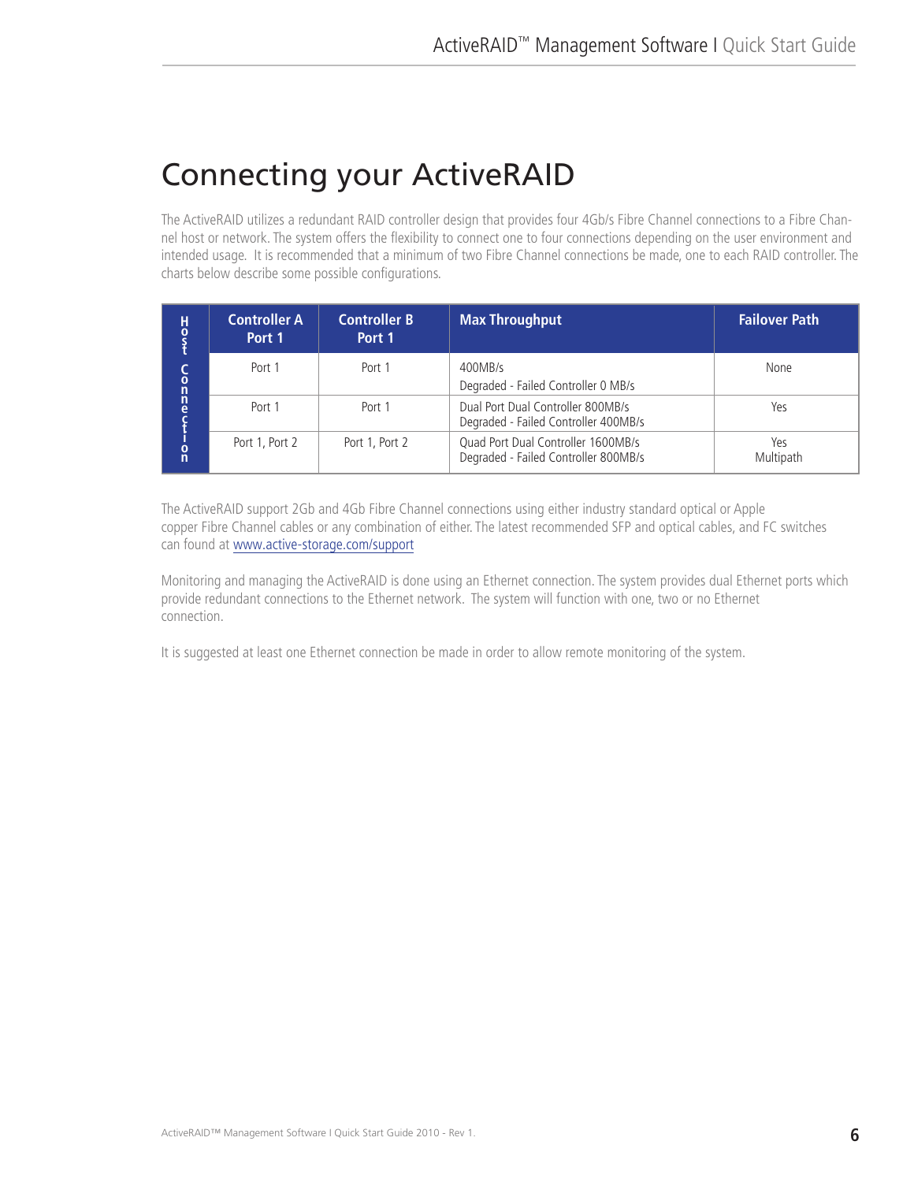# Connecting your ActiveRAID

The ActiveRAID utilizes a redundant RAID controller design that provides four 4Gb/s Fibre Channel connections to a Fibre Channel host or network. The system offers the flexibility to connect one to four connections depending on the user environment and intended usage. It is recommended that a minimum of two Fibre Channel connections be made, one to each RAID controller. The charts below describe some possible configurations.

| Host Connection | Controller A Port 1 | Controller B Port 1 | Max Throughput | Failover Path |
|---|---|---|---|---|
| | Port 1 | Port 1 | 400MB/s<br>Degraded - Failed Controller 0 MB/s | None |
| | Port 1 | Port 1 | Dual Port Dual Controller 800MB/s<br>Degraded - Failed Controller 400MB/s | Yes |
| | Port 1, Port 2 | Port 1, Port 2 | Quad Port Dual Controller 1600MB/s<br>Degraded - Failed Controller 800MB/s | Yes<br>Multipath |

The ActiveRAID support 2Gb and 4Gb Fibre Channel connections using either industry standard optical or Apple copper Fibre Channel cables or any combination of either. The latest recommended SFP and optical cables, and FC switches can found at www.active-storage.com/support

Monitoring and managing the ActiveRAID is done using an Ethernet connection. The system provides dual Ethernet ports which provide redundant connections to the Ethernet network. The system will function with one, two or no Ethernet connection.

It is suggested at least one Ethernet connection be made in order to allow remote monitoring of the system.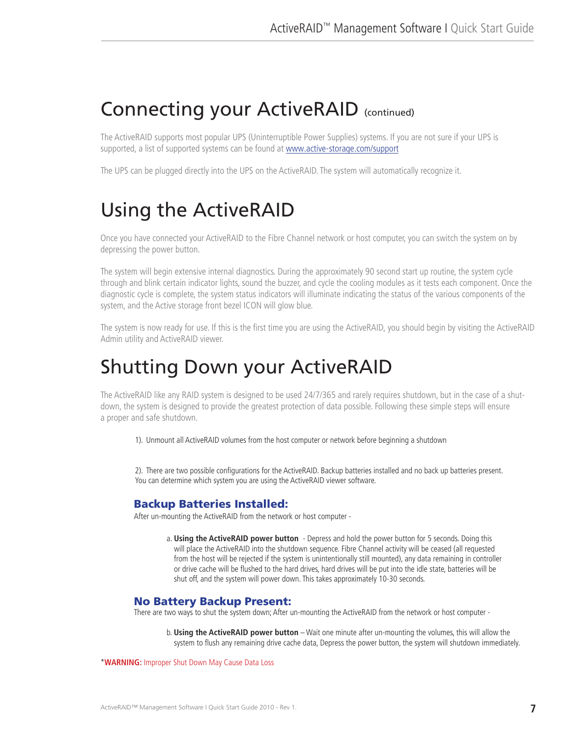# Connecting your ActiveRAID (continued)

The ActiveRAID supports most popular UPS (Uninterruptible Power Supplies) systems. If you are not sure if your UPS is supported, a list of supported systems can be found at [www.active-storage.com/support](www.active-storage.com/support)

The UPS can be plugged directly into the UPS on the ActiveRAID. The system will automatically recognize it.

# Using the ActiveRAID

Once you have connected your ActiveRAID to the Fibre Channel network or host computer, you can switch the system on by depressing the power button.

The system will begin extensive internal diagnostics. During the approximately 90 second start up routine, the system cycle through and blink certain indicator lights, sound the buzzer, and cycle the cooling modules as it tests each component. Once the diagnostic cycle is complete, the system status indicators will illuminate indicating the status of the various components of the system, and the Active storage front bezel ICON will glow blue.

The system is now ready for use. If this is the first time you are using the ActiveRAID, you should begin by visiting the ActiveRAID Admin utility and ActiveRAID viewer.

# Shutting Down your ActiveRAID

The ActiveRAID like any RAID system is designed to be used 24/7/365 and rarely requires shutdown, but in the case of a shut-down, the system is designed to provide the greatest protection of data possible. Following these simple steps will ensure a proper and safe shutdown.

1). Unmount all ActiveRAID volumes from the host computer or network before beginning a shutdown

2). There are two possible configurations for the ActiveRAID. Backup batteries installed and no back up batteries present. You can determine which system you are using the ActiveRAID viewer software.

### Backup Batteries Installed:

After un-mounting the ActiveRAID from the network or host computer -

a. **Using the ActiveRAID power button** - Depress and hold the power button for 5 seconds. Doing this will place the ActiveRAID into the shutdown sequence. Fibre Channel activity will be ceased (all requested from the host will be rejected if the system is unintentionally still mounted), any data remaining in controller or drive cache will be flushed to the hard drives, hard drives will be put into the idle state, batteries will be shut off, and the system will power down. This takes approximately 10-30 seconds.

### No Battery Backup Present:

There are two ways to shut the system down; After un-mounting the ActiveRAID from the network or host computer -

b. **Using the ActiveRAID power button** – Wait one minute after un-mounting the volumes, this will allow the system to flush any remaining drive cache data, Depress the power button, the system will shutdown immediately.

***WARNING:** Improper Shut Down May Cause Data Loss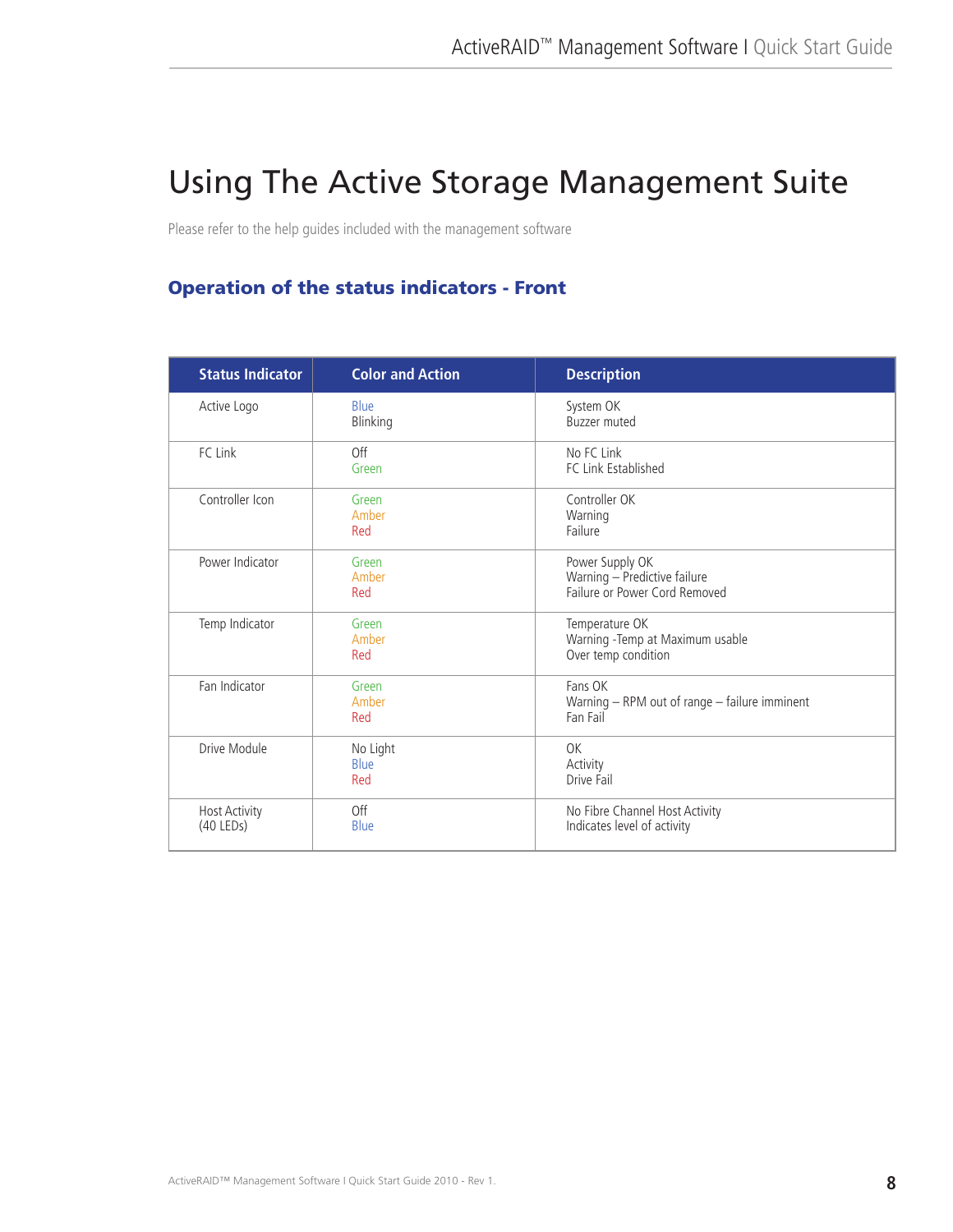# Using The Active Storage Management Suite

Please refer to the help guides included with the management software

## Operation of the status indicators - Front

| Status Indicator | Color and Action | Description |
|---|---|---|
| Active Logo | Blue<br>Blinking | System OK<br>Buzzer muted |
| FC Link | Off<br>Green | No FC Link<br>FC Link Established |
| Controller Icon | Green<br>Amber<br>Red | Controller OK<br>Warning<br>Failure |
| Power Indicator | Green<br>Amber<br>Red | Power Supply OK<br>Warning – Predictive failure<br>Failure or Power Cord Removed |
| Temp Indicator | Green<br>Amber<br>Red | Temperature OK<br>Warning -Temp at Maximum usable<br>Over temp condition |
| Fan Indicator | Green<br>Amber<br>Red | Fans OK<br>Warning – RPM out of range – failure imminent<br>Fan Fail |
| Drive Module | No Light<br>Blue<br>Red | OK<br>Activity<br>Drive Fail |
| Host Activity<br>(40 LEDs) | Off<br>Blue | No Fibre Channel Host Activity<br>Indicates level of activity |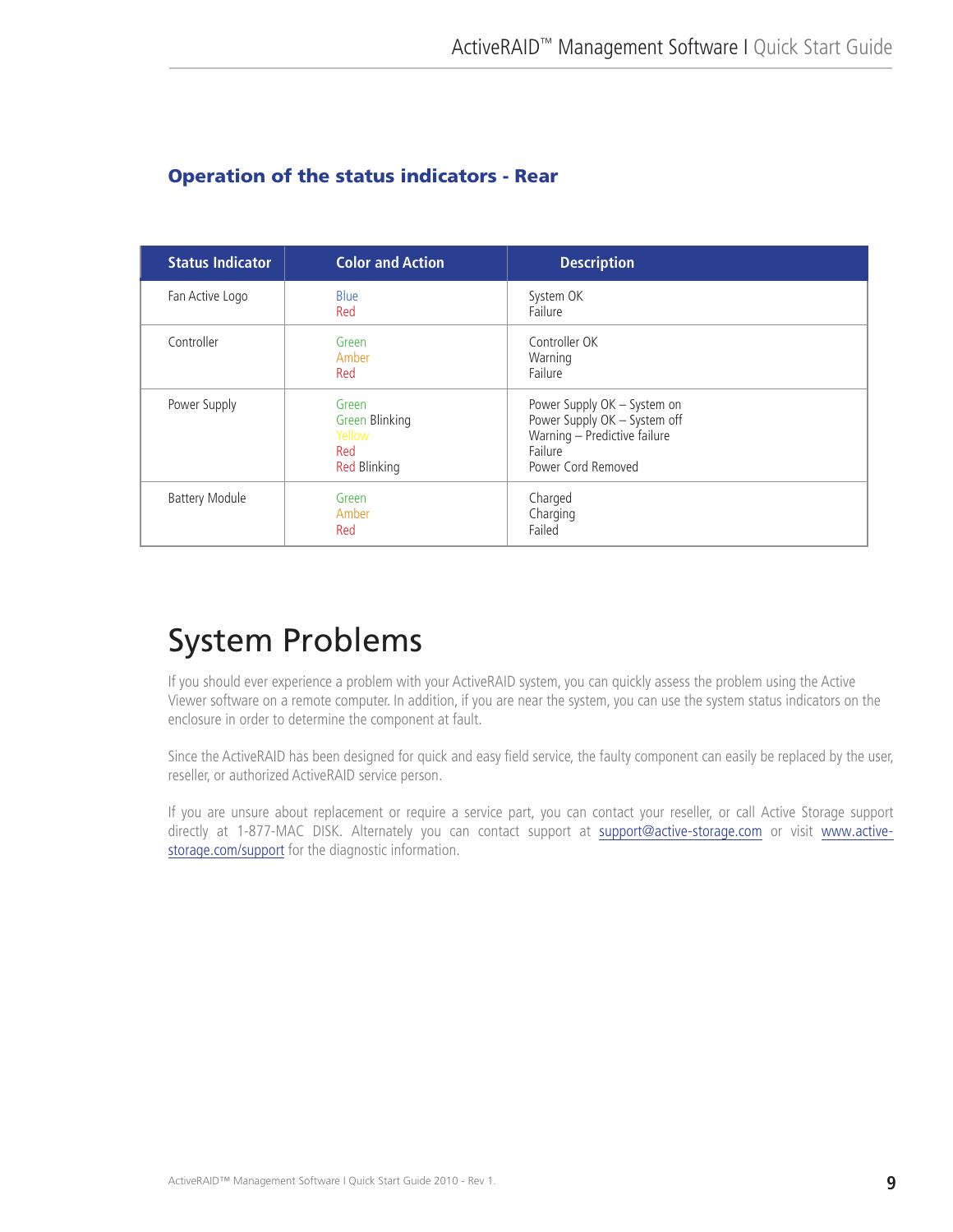## Operation of the status indicators - Rear

| Status Indicator | Color and Action | Description |
|---|---|---|
| Fan Active Logo | Blue<br>Red | System OK<br>Failure |
| Controller | Green<br>Amber<br>Red | Controller OK<br>Warning<br>Failure |
| Power Supply | Green<br>Green Blinking<br>Yellow<br>Red<br>Red Blinking | Power Supply OK – System on<br>Power Supply OK – System off<br>Warning – Predictive failure<br>Failure<br>Power Cord Removed |
| Battery Module | Green<br>Amber<br>Red | Charged<br>Charging<br>Failed |

# System Problems

If you should ever experience a problem with your ActiveRAID system, you can quickly assess the problem using the Active Viewer software on a remote computer. In addition, if you are near the system, you can use the system status indicators on the enclosure in order to determine the component at fault.

Since the ActiveRAID has been designed for quick and easy field service, the faulty component can easily be replaced by the user, reseller, or authorized ActiveRAID service person.

If you are unsure about replacement or require a service part, you can contact your reseller, or call Active Storage support directly at 1-877-MAC DISK. Alternately you can contact support at support@active-storage.com or visit www.active-storage.com/support for the diagnostic information.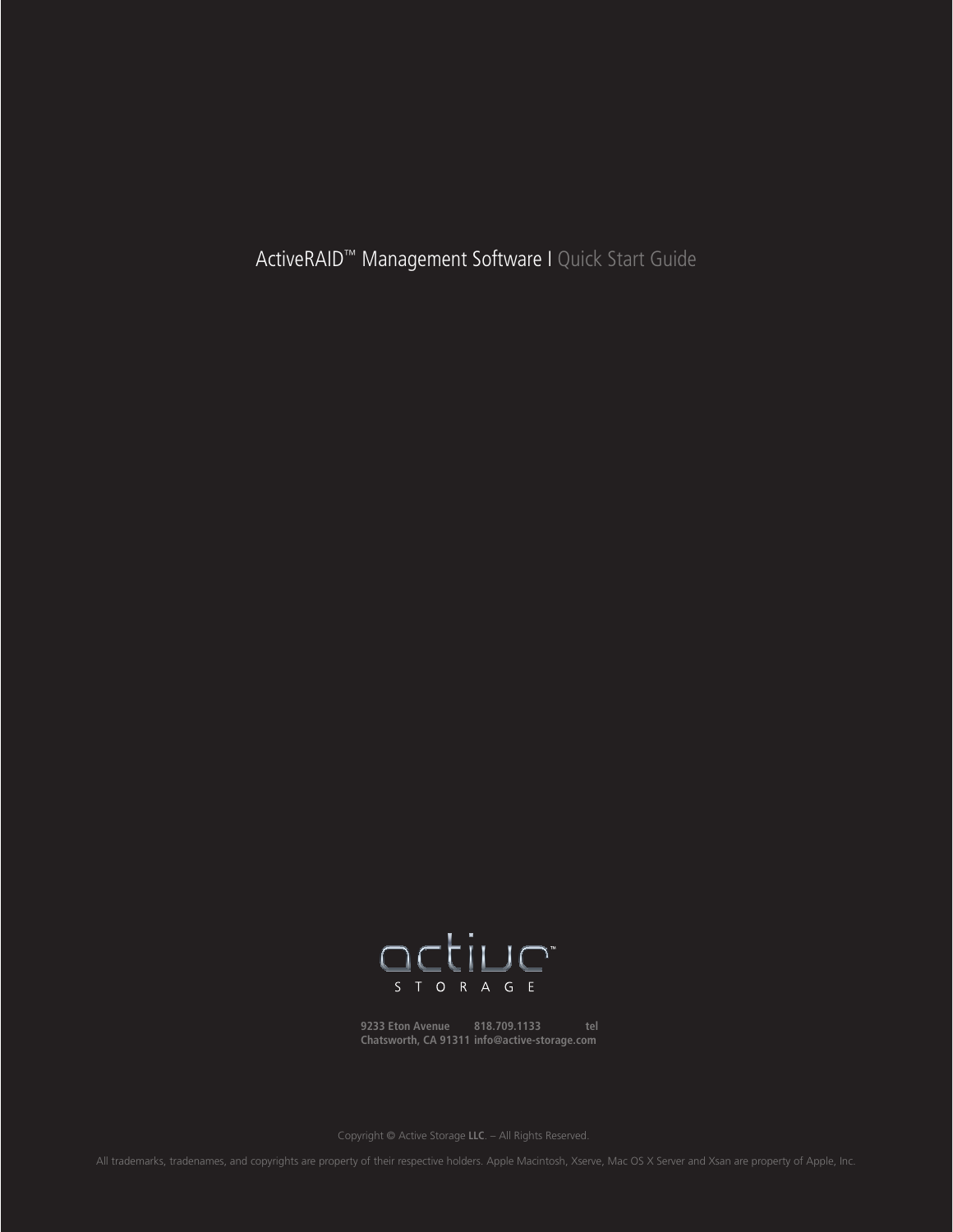ActiveRAID™ Management Software | Quick Start Guide

active™
STORAGE

9233 Eton Avenue 818.709.1133 tel
Chatsworth, CA 91311 info@active-storage.com

Copyright © Active Storage **LLC**. – All Rights Reserved.

All trademarks, tradenames, and copyrights are property of their respective holders. Apple Macintosh, Xserve, Mac OS X Server and Xsan are property of Apple, Inc.